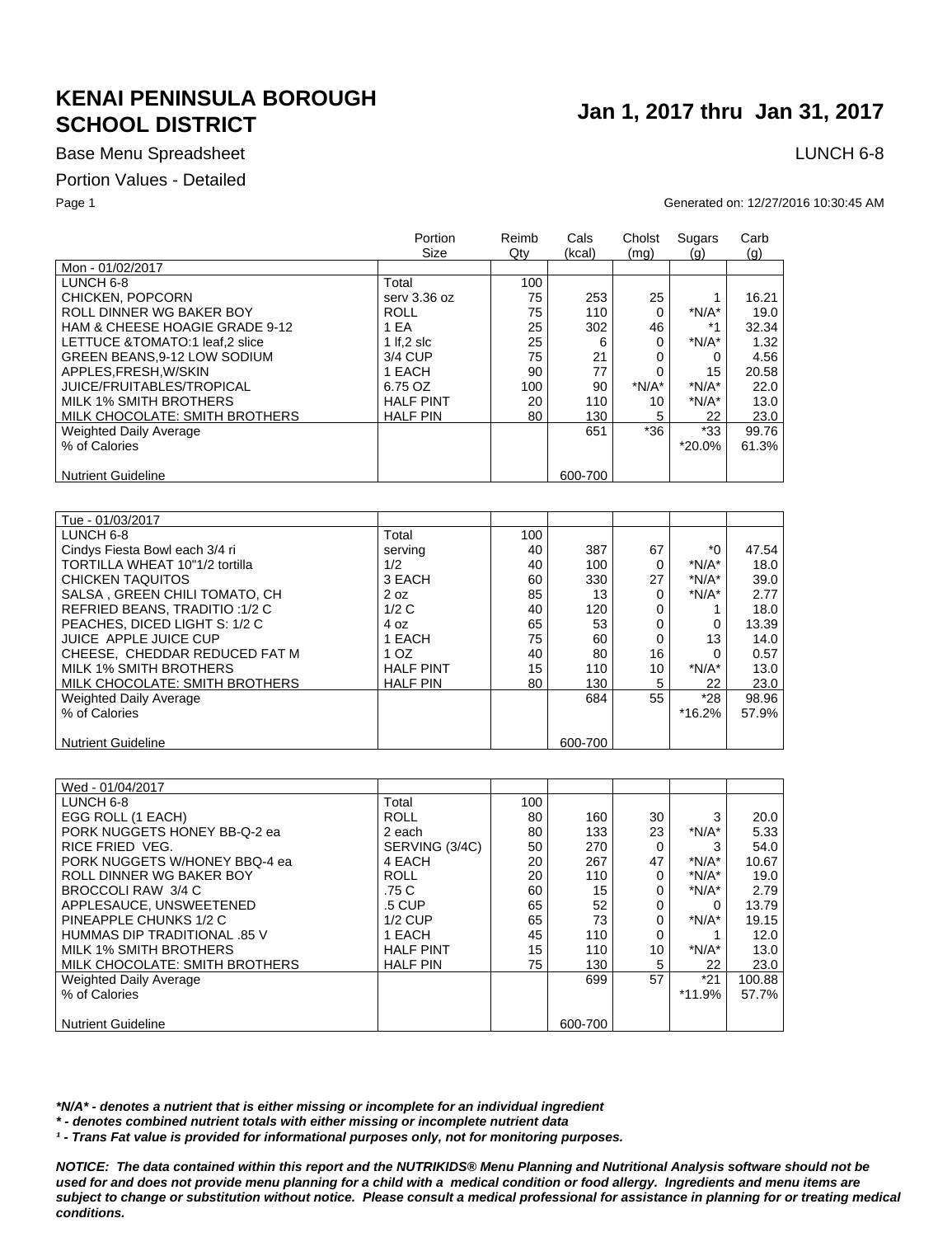# KENAI PENINSULA BOROUGH SCHOOL DISTRICT

## Jan 1, 2017 thru Jan 31, 2017

Base Menu Spreadsheet

LUNCH 6-8

Portion Values - Detailed

Generated on: 12/27/2016 10:30:45 AM

| | Portion Size | Reimb Qty | Cals (kcal) | Cholst (mg) | Sugars (g) | Carb (g) |
|---|---|---|---|---|---|---|
| Mon - 01/02/2017 | | | | | | |
| LUNCH 6-8 | Total | 100 | | | | |
| CHICKEN, POPCORN | serv 3.36 oz | 75 | 253 | 25 | 1 | 16.21 |
| ROLL DINNER WG BAKER BOY | ROLL | 75 | 110 | 0 | *N/A* | 19.0 |
| HAM & CHEESE HOAGIE GRADE 9-12 | 1 EA | 25 | 302 | 46 | *1 | 32.34 |
| LETTUCE &TOMATO:1 leaf,2 slice | 1 lf,2 slc | 25 | 6 | 0 | *N/A* | 1.32 |
| GREEN BEANS,9-12 LOW SODIUM | 3/4 CUP | 75 | 21 | 0 | 0 | 4.56 |
| APPLES,FRESH,W/SKIN | 1 EACH | 90 | 77 | 0 | 15 | 20.58 |
| JUICE/FRUITABLES/TROPICAL | 6.75 OZ | 100 | 90 | *N/A* | *N/A* | 22.0 |
| MILK 1% SMITH BROTHERS | HALF PINT | 20 | 110 | 10 | *N/A* | 13.0 |
| MILK CHOCOLATE: SMITH BROTHERS | HALF PIN | 80 | 130 | 5 | 22 | 23.0 |
| Weighted Daily Average | | | 651 | *36 | *33 | 99.76 |
| % of Calories | | | | | *20.0% | 61.3% |
| Nutrient Guideline | | | 600-700 | | | |

| | Portion Size | Reimb Qty | Cals (kcal) | Cholst (mg) | Sugars (g) | Carb (g) |
|---|---|---|---|---|---|---|
| Tue - 01/03/2017 | | | | | | |
| LUNCH 6-8 | Total | 100 | | | | |
| Cindys Fiesta Bowl each 3/4 ri | serving | 40 | 387 | 67 | *0 | 47.54 |
| TORTILLA WHEAT 10"1/2 tortilla | 1/2 | 40 | 100 | 0 | *N/A* | 18.0 |
| CHICKEN TAQUITOS | 3 EACH | 60 | 330 | 27 | *N/A* | 39.0 |
| SALSA , GREEN CHILI TOMATO, CH | 2 oz | 85 | 13 | 0 | *N/A* | 2.77 |
| REFRIED BEANS, TRADITIO :1/2 C | 1/2 C | 40 | 120 | 0 | 1 | 18.0 |
| PEACHES, DICED LIGHT S: 1/2 C | 4 oz | 65 | 53 | 0 | 0 | 13.39 |
| JUICE APPLE JUICE CUP | 1 EACH | 75 | 60 | 0 | 13 | 14.0 |
| CHEESE, CHEDDAR REDUCED FAT M | 1 OZ | 40 | 80 | 16 | 0 | 0.57 |
| MILK 1% SMITH BROTHERS | HALF PINT | 15 | 110 | 10 | *N/A* | 13.0 |
| MILK CHOCOLATE: SMITH BROTHERS | HALF PIN | 80 | 130 | 5 | 22 | 23.0 |
| Weighted Daily Average | | | 684 | 55 | *28 | 98.96 |
| % of Calories | | | | | *16.2% | 57.9% |
| Nutrient Guideline | | | 600-700 | | | |

| | Portion Size | Reimb Qty | Cals (kcal) | Cholst (mg) | Sugars (g) | Carb (g) |
|---|---|---|---|---|---|---|
| Wed - 01/04/2017 | | | | | | |
| LUNCH 6-8 | Total | 100 | | | | |
| EGG ROLL (1 EACH) | ROLL | 80 | 160 | 30 | 3 | 20.0 |
| PORK NUGGETS HONEY BB-Q-2 ea | 2 each | 80 | 133 | 23 | *N/A* | 5.33 |
| RICE FRIED VEG. | SERVING (3/4C) | 50 | 270 | 0 | 3 | 54.0 |
| PORK NUGGETS W/HONEY BBQ-4 ea | 4 EACH | 20 | 267 | 47 | *N/A* | 10.67 |
| ROLL DINNER WG BAKER BOY | ROLL | 20 | 110 | 0 | *N/A* | 19.0 |
| BROCCOLI RAW 3/4 C | .75 C | 60 | 15 | 0 | *N/A* | 2.79 |
| APPLESAUCE, UNSWEETENED | .5 CUP | 65 | 52 | 0 | 0 | 13.79 |
| PINEAPPLE CHUNKS 1/2 C | 1/2 CUP | 65 | 73 | 0 | *N/A* | 19.15 |
| HUMMAS DIP TRADITIONAL .85 V | 1 EACH | 45 | 110 | 0 | 1 | 12.0 |
| MILK 1% SMITH BROTHERS | HALF PINT | 15 | 110 | 10 | *N/A* | 13.0 |
| MILK CHOCOLATE: SMITH BROTHERS | HALF PIN | 75 | 130 | 5 | 22 | 23.0 |
| Weighted Daily Average | | | 699 | 57 | *21 | 100.88 |
| % of Calories | | | | | *11.9% | 57.7% |
| Nutrient Guideline | | | 600-700 | | | |

***N/A* - denotes a nutrient that is either missing or incomplete for an individual ingredient***

***\* - denotes combined nutrient totals with either missing or incomplete nutrient data***

***¹ - Trans Fat value is provided for informational purposes only, not for monitoring purposes.***

***NOTICE: The data contained within this report and the NUTRIKIDS® Menu Planning and Nutritional Analysis software should not be used for and does not provide menu planning for a child with a medical condition or food allergy. Ingredients and menu items are subject to change or substitution without notice. Please consult a medical professional for assistance in planning for or treating medical conditions.***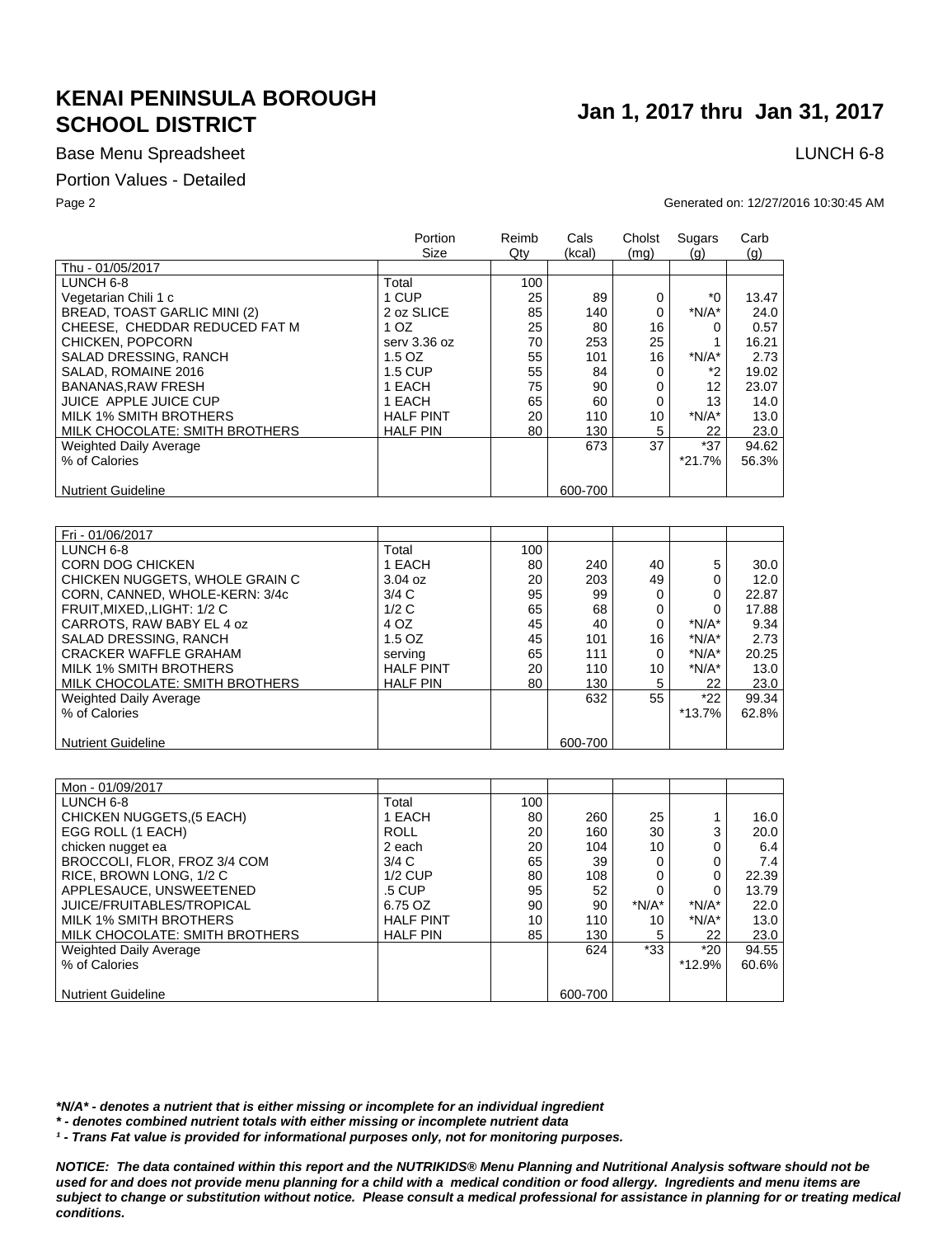# KENAI PENINSULA BOROUGH SCHOOL DISTRICT

## Jan 1, 2017 thru Jan 31, 2017

Base Menu Spreadsheet

LUNCH 6-8

Portion Values - Detailed

Generated on: 12/27/2016 10:30:45 AM

| | Portion Size | Reimb Qty | Cals (kcal) | Cholst (mg) | Sugars (g) | Carb (g) |
|---|---|---|---|---|---|---|
| Thu - 01/05/2017 | | | | | | |
| LUNCH 6-8 | Total | 100 | | | | |
| Vegetarian Chili 1 c | 1 CUP | 25 | 89 | 0 | *0 | 13.47 |
| BREAD, TOAST GARLIC MINI (2) | 2 oz SLICE | 85 | 140 | 0 | *N/A* | 24.0 |
| CHEESE, CHEDDAR REDUCED FAT M | 1 OZ | 25 | 80 | 16 | 0 | 0.57 |
| CHICKEN, POPCORN | serv 3.36 oz | 70 | 253 | 25 | 1 | 16.21 |
| SALAD DRESSING, RANCH | 1.5 OZ | 55 | 101 | 16 | *N/A* | 2.73 |
| SALAD, ROMAINE 2016 | 1.5 CUP | 55 | 84 | 0 | *2 | 19.02 |
| BANANAS,RAW FRESH | 1 EACH | 75 | 90 | 0 | 12 | 23.07 |
| JUICE APPLE JUICE CUP | 1 EACH | 65 | 60 | 0 | 13 | 14.0 |
| MILK 1% SMITH BROTHERS | HALF PINT | 20 | 110 | 10 | *N/A* | 13.0 |
| MILK CHOCOLATE: SMITH BROTHERS | HALF PIN | 80 | 130 | 5 | 22 | 23.0 |
| Weighted Daily Average | | | 673 | 37 | *37 | 94.62 |
| % of Calories | | | | | *21.7% | 56.3% |
| Nutrient Guideline | | | 600-700 | | | |

| | Portion Size | Reimb Qty | Cals (kcal) | Cholst (mg) | Sugars (g) | Carb (g) |
|---|---|---|---|---|---|---|
| Fri - 01/06/2017 | | | | | | |
| LUNCH 6-8 | Total | 100 | | | | |
| CORN DOG CHICKEN | 1 EACH | 80 | 240 | 40 | 5 | 30.0 |
| CHICKEN NUGGETS, WHOLE GRAIN C | 3.04 oz | 20 | 203 | 49 | 0 | 12.0 |
| CORN, CANNED, WHOLE-KERN: 3/4c | 3/4 C | 95 | 99 | 0 | 0 | 22.87 |
| FRUIT,MIXED,,LIGHT: 1/2 C | 1/2 C | 65 | 68 | 0 | 0 | 17.88 |
| CARROTS, RAW BABY EL 4 oz | 4 OZ | 45 | 40 | 0 | *N/A* | 9.34 |
| SALAD DRESSING, RANCH | 1.5 OZ | 45 | 101 | 16 | *N/A* | 2.73 |
| CRACKER WAFFLE GRAHAM | serving | 65 | 111 | 0 | *N/A* | 20.25 |
| MILK 1% SMITH BROTHERS | HALF PINT | 20 | 110 | 10 | *N/A* | 13.0 |
| MILK CHOCOLATE: SMITH BROTHERS | HALF PIN | 80 | 130 | 5 | 22 | 23.0 |
| Weighted Daily Average | | | 632 | 55 | *22 | 99.34 |
| % of Calories | | | | | *13.7% | 62.8% |
| Nutrient Guideline | | | 600-700 | | | |

| | Portion Size | Reimb Qty | Cals (kcal) | Cholst (mg) | Sugars (g) | Carb (g) |
|---|---|---|---|---|---|---|
| Mon - 01/09/2017 | | | | | | |
| LUNCH 6-8 | Total | 100 | | | | |
| CHICKEN NUGGETS,(5 EACH) | 1 EACH | 80 | 260 | 25 | 1 | 16.0 |
| EGG ROLL (1 EACH) | ROLL | 20 | 160 | 30 | 3 | 20.0 |
| chicken nugget ea | 2 each | 20 | 104 | 10 | 0 | 6.4 |
| BROCCOLI, FLOR, FROZ 3/4 COM | 3/4 C | 65 | 39 | 0 | 0 | 7.4 |
| RICE, BROWN LONG, 1/2 C | 1/2 CUP | 80 | 108 | 0 | 0 | 22.39 |
| APPLESAUCE, UNSWEETENED | .5 CUP | 95 | 52 | 0 | 0 | 13.79 |
| JUICE/FRUITABLES/TROPICAL | 6.75 OZ | 90 | 90 | *N/A* | *N/A* | 22.0 |
| MILK 1% SMITH BROTHERS | HALF PINT | 10 | 110 | 10 | *N/A* | 13.0 |
| MILK CHOCOLATE: SMITH BROTHERS | HALF PIN | 85 | 130 | 5 | 22 | 23.0 |
| Weighted Daily Average | | | 624 | *33 | *20 | 94.55 |
| % of Calories | | | | | *12.9% | 60.6% |
| Nutrient Guideline | | | 600-700 | | | |

***N/A* - denotes a nutrient that is either missing or incomplete for an individual ingredient**

***\* - denotes combined nutrient totals with either missing or incomplete nutrient data***

***¹ - Trans Fat value is provided for informational purposes only, not for monitoring purposes.***

***NOTICE: The data contained within this report and the NUTRIKIDS® Menu Planning and Nutritional Analysis software should not be used for and does not provide menu planning for a child with a medical condition or food allergy. Ingredients and menu items are subject to change or substitution without notice. Please consult a medical professional for assistance in planning for or treating medical conditions.***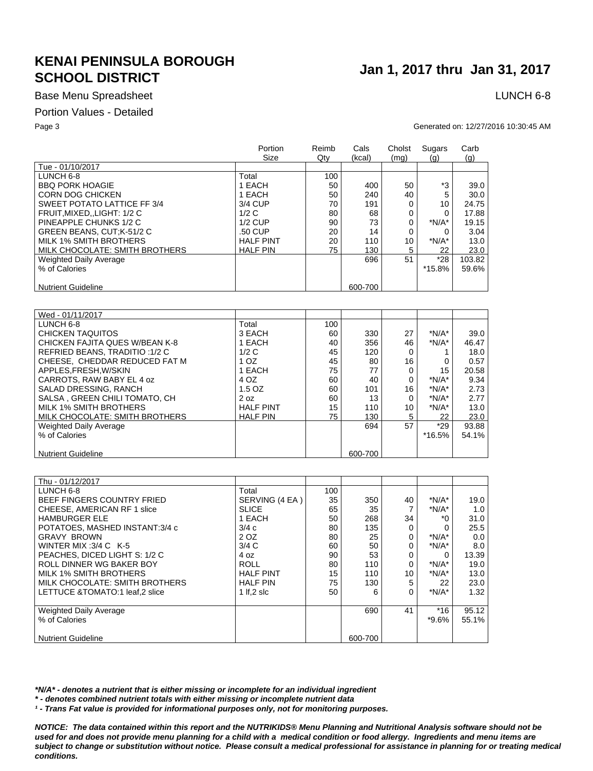# KENAI PENINSULA BOROUGH SCHOOL DISTRICT

**Jan 1, 2017 thru Jan 31, 2017**

Base Menu Spreadsheet

LUNCH 6-8

Portion Values - Detailed

Generated on: 12/27/2016 10:30:45 AM

| | Portion Size | Reimb Qty | Cals (kcal) | Cholst (mg) | Sugars (g) | Carb (g) |
|---|---|---|---|---|---|---|
| Tue - 01/10/2017 | | | | | | |
| LUNCH 6-8 | Total | 100 | | | | |
| BBQ PORK HOAGIE | 1 EACH | 50 | 400 | 50 | *3 | 39.0 |
| CORN DOG CHICKEN | 1 EACH | 50 | 240 | 40 | 5 | 30.0 |
| SWEET POTATO LATTICE FF 3/4 | 3/4 CUP | 70 | 191 | 0 | 10 | 24.75 |
| FRUIT,MIXED,,LIGHT: 1/2 C | 1/2 C | 80 | 68 | 0 | 0 | 17.88 |
| PINEAPPLE CHUNKS 1/2 C | 1/2 CUP | 90 | 73 | 0 | *N/A* | 19.15 |
| GREEN BEANS, CUT;K-51/2 C | .50 CUP | 20 | 14 | 0 | 0 | 3.04 |
| MILK 1% SMITH BROTHERS | HALF PINT | 20 | 110 | 10 | *N/A* | 13.0 |
| MILK CHOCOLATE: SMITH BROTHERS | HALF PIN | 75 | 130 | 5 | 22 | 23.0 |
| Weighted Daily Average | | | 696 | 51 | *28 | 103.82 |
| % of Calories | | | | | *15.8% | 59.6% |
| Nutrient Guideline | | | 600-700 | | | |

| | Portion Size | Reimb Qty | Cals (kcal) | Cholst (mg) | Sugars (g) | Carb (g) |
|---|---|---|---|---|---|---|
| Wed - 01/11/2017 | | | | | | |
| LUNCH 6-8 | Total | 100 | | | | |
| CHICKEN TAQUITOS | 3 EACH | 60 | 330 | 27 | *N/A* | 39.0 |
| CHICKEN FAJITA QUES W/BEAN K-8 | 1 EACH | 40 | 356 | 46 | *N/A* | 46.47 |
| REFRIED BEANS, TRADITIO :1/2 C | 1/2 C | 45 | 120 | 0 | 1 | 18.0 |
| CHEESE, CHEDDAR REDUCED FAT M | 1 OZ | 45 | 80 | 16 | 0 | 0.57 |
| APPLES,FRESH,W/SKIN | 1 EACH | 75 | 77 | 0 | 15 | 20.58 |
| CARROTS, RAW BABY EL 4 oz | 4 OZ | 60 | 40 | 0 | *N/A* | 9.34 |
| SALAD DRESSING, RANCH | 1.5 OZ | 60 | 101 | 16 | *N/A* | 2.73 |
| SALSA , GREEN CHILI TOMATO, CH | 2 oz | 60 | 13 | 0 | *N/A* | 2.77 |
| MILK 1% SMITH BROTHERS | HALF PINT | 15 | 110 | 10 | *N/A* | 13.0 |
| MILK CHOCOLATE: SMITH BROTHERS | HALF PIN | 75 | 130 | 5 | 22 | 23.0 |
| Weighted Daily Average | | | 694 | 57 | *29 | 93.88 |
| % of Calories | | | | | *16.5% | 54.1% |
| Nutrient Guideline | | | 600-700 | | | |

| | Portion Size | Reimb Qty | Cals (kcal) | Cholst (mg) | Sugars (g) | Carb (g) |
|---|---|---|---|---|---|---|
| Thu - 01/12/2017 | | | | | | |
| LUNCH 6-8 | Total | 100 | | | | |
| BEEF FINGERS COUNTRY FRIED | SERVING (4 EA ) | 35 | 350 | 40 | *N/A* | 19.0 |
| CHEESE, AMERICAN RF 1 slice | SLICE | 65 | 35 | 7 | *N/A* | 1.0 |
| HAMBURGER ELE | 1 EACH | 50 | 268 | 34 | *0 | 31.0 |
| POTATOES, MASHED INSTANT:3/4 c | 3/4 c | 80 | 135 | 0 | 0 | 25.5 |
| GRAVY BROWN | 2 OZ | 80 | 25 | 0 | *N/A* | 0.0 |
| WINTER MIX :3/4 C K-5 | 3/4 C | 60 | 50 | 0 | *N/A* | 8.0 |
| PEACHES, DICED LIGHT S: 1/2 C | 4 oz | 90 | 53 | 0 | 0 | 13.39 |
| ROLL DINNER WG BAKER BOY | ROLL | 80 | 110 | 0 | *N/A* | 19.0 |
| MILK 1% SMITH BROTHERS | HALF PINT | 15 | 110 | 10 | *N/A* | 13.0 |
| MILK CHOCOLATE: SMITH BROTHERS | HALF PIN | 75 | 130 | 5 | 22 | 23.0 |
| LETTUCE &TOMATO:1 leaf,2 slice | 1 lf,2 slc | 50 | 6 | 0 | *N/A* | 1.32 |
| Weighted Daily Average | | | 690 | 41 | *16 | 95.12 |
| % of Calories | | | | | *9.6% | 55.1% |
| Nutrient Guideline | | | 600-700 | | | |

***N/A* - denotes a nutrient that is either missing or incomplete for an individual ingredient**

***\* - denotes combined nutrient totals with either missing or incomplete nutrient data***

***¹ - Trans Fat value is provided for informational purposes only, not for monitoring purposes.***

***NOTICE: The data contained within this report and the NUTRIKIDS® Menu Planning and Nutritional Analysis software should not be used for and does not provide menu planning for a child with a medical condition or food allergy. Ingredients and menu items are subject to change or substitution without notice. Please consult a medical professional for assistance in planning for or treating medical conditions.***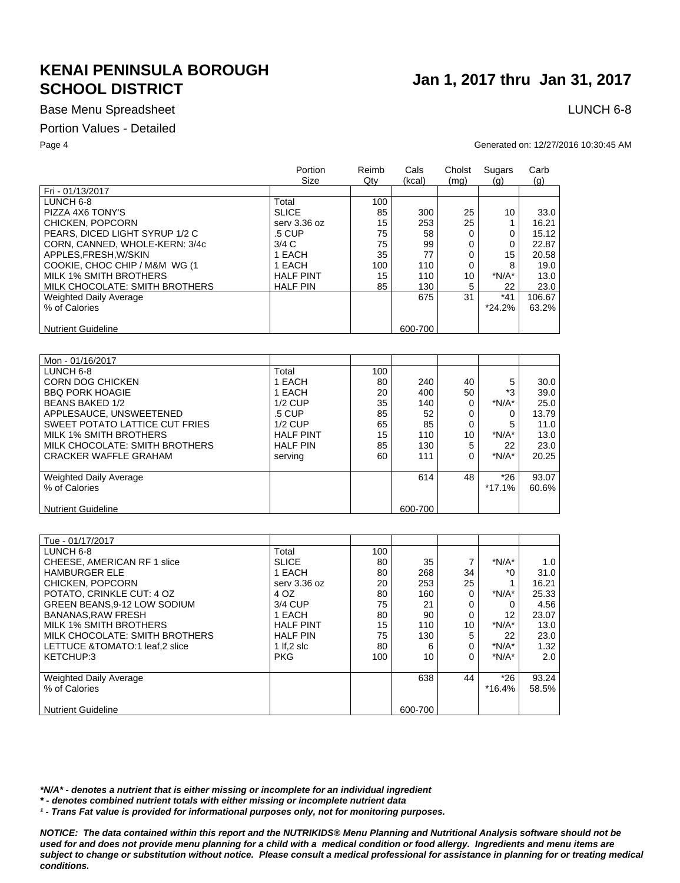# KENAI PENINSULA BOROUGH SCHOOL DISTRICT

## Jan 1, 2017 thru Jan 31, 2017

Base Menu Spreadsheet

LUNCH 6-8

Portion Values - Detailed

Generated on: 12/27/2016 10:30:45 AM

| | Portion Size | Reimb Qty | Cals (kcal) | Cholst (mg) | Sugars (g) | Carb (g) |
|---|---|---|---|---|---|---|
| Fri - 01/13/2017 | | | | | | |
| LUNCH 6-8 | Total | 100 | | | | |
| PIZZA 4X6 TONY'S | SLICE | 85 | 300 | 25 | 10 | 33.0 |
| CHICKEN, POPCORN | serv 3.36 oz | 15 | 253 | 25 | 1 | 16.21 |
| PEARS, DICED LIGHT SYRUP 1/2 C | .5 CUP | 75 | 58 | 0 | 0 | 15.12 |
| CORN, CANNED, WHOLE-KERN: 3/4c | 3/4 C | 75 | 99 | 0 | 0 | 22.87 |
| APPLES,FRESH,W/SKIN | 1 EACH | 35 | 77 | 0 | 15 | 20.58 |
| COOKIE, CHOC CHIP / M&M WG (1 | 1 EACH | 100 | 110 | 0 | 8 | 19.0 |
| MILK 1% SMITH BROTHERS | HALF PINT | 15 | 110 | 10 | *N/A* | 13.0 |
| MILK CHOCOLATE: SMITH BROTHERS | HALF PIN | 85 | 130 | 5 | 22 | 23.0 |
| Weighted Daily Average | | | 675 | 31 | *41 | 106.67 |
| % of Calories | | | | | *24.2% | 63.2% |
| Nutrient Guideline | | | 600-700 | | | |

| | Portion Size | Reimb Qty | Cals (kcal) | Cholst (mg) | Sugars (g) | Carb (g) |
|---|---|---|---|---|---|---|
| Mon - 01/16/2017 | | | | | | |
| LUNCH 6-8 | Total | 100 | | | | |
| CORN DOG CHICKEN | 1 EACH | 80 | 240 | 40 | 5 | 30.0 |
| BBQ PORK HOAGIE | 1 EACH | 20 | 400 | 50 | *3 | 39.0 |
| BEANS BAKED 1/2 | 1/2 CUP | 35 | 140 | 0 | *N/A* | 25.0 |
| APPLESAUCE, UNSWEETENED | .5 CUP | 85 | 52 | 0 | 0 | 13.79 |
| SWEET POTATO LATTICE CUT FRIES | 1/2 CUP | 65 | 85 | 0 | 5 | 11.0 |
| MILK 1% SMITH BROTHERS | HALF PINT | 15 | 110 | 10 | *N/A* | 13.0 |
| MILK CHOCOLATE: SMITH BROTHERS | HALF PIN | 85 | 130 | 5 | 22 | 23.0 |
| CRACKER WAFFLE GRAHAM | serving | 60 | 111 | 0 | *N/A* | 20.25 |
| Weighted Daily Average | | | 614 | 48 | *26 | 93.07 |
| % of Calories | | | | | *17.1% | 60.6% |
| Nutrient Guideline | | | 600-700 | | | |

| | Portion Size | Reimb Qty | Cals (kcal) | Cholst (mg) | Sugars (g) | Carb (g) |
|---|---|---|---|---|---|---|
| Tue - 01/17/2017 | | | | | | |
| LUNCH 6-8 | Total | 100 | | | | |
| CHEESE, AMERICAN RF 1 slice | SLICE | 80 | 35 | 7 | *N/A* | 1.0 |
| HAMBURGER ELE | 1 EACH | 80 | 268 | 34 | *0 | 31.0 |
| CHICKEN, POPCORN | serv 3.36 oz | 20 | 253 | 25 | 1 | 16.21 |
| POTATO, CRINKLE CUT: 4 OZ | 4 OZ | 80 | 160 | 0 | *N/A* | 25.33 |
| GREEN BEANS,9-12 LOW SODIUM | 3/4 CUP | 75 | 21 | 0 | 0 | 4.56 |
| BANANAS,RAW FRESH | 1 EACH | 80 | 90 | 0 | 12 | 23.07 |
| MILK 1% SMITH BROTHERS | HALF PINT | 15 | 110 | 10 | *N/A* | 13.0 |
| MILK CHOCOLATE: SMITH BROTHERS | HALF PIN | 75 | 130 | 5 | 22 | 23.0 |
| LETTUCE &TOMATO:1 leaf,2 slice | 1 lf,2 slc | 80 | 6 | 0 | *N/A* | 1.32 |
| KETCHUP:3 | PKG | 100 | 10 | 0 | *N/A* | 2.0 |
| Weighted Daily Average | | | 638 | 44 | *26 | 93.24 |
| % of Calories | | | | | *16.4% | 58.5% |
| Nutrient Guideline | | | 600-700 | | | |

***N/A* - denotes a nutrient that is either missing or incomplete for an individual ingredient**

***\* - denotes combined nutrient totals with either missing or incomplete nutrient data***

***¹ - Trans Fat value is provided for informational purposes only, not for monitoring purposes.***

***NOTICE: The data contained within this report and the NUTRIKIDS® Menu Planning and Nutritional Analysis software should not be used for and does not provide menu planning for a child with a medical condition or food allergy. Ingredients and menu items are subject to change or substitution without notice. Please consult a medical professional for assistance in planning for or treating medical conditions.***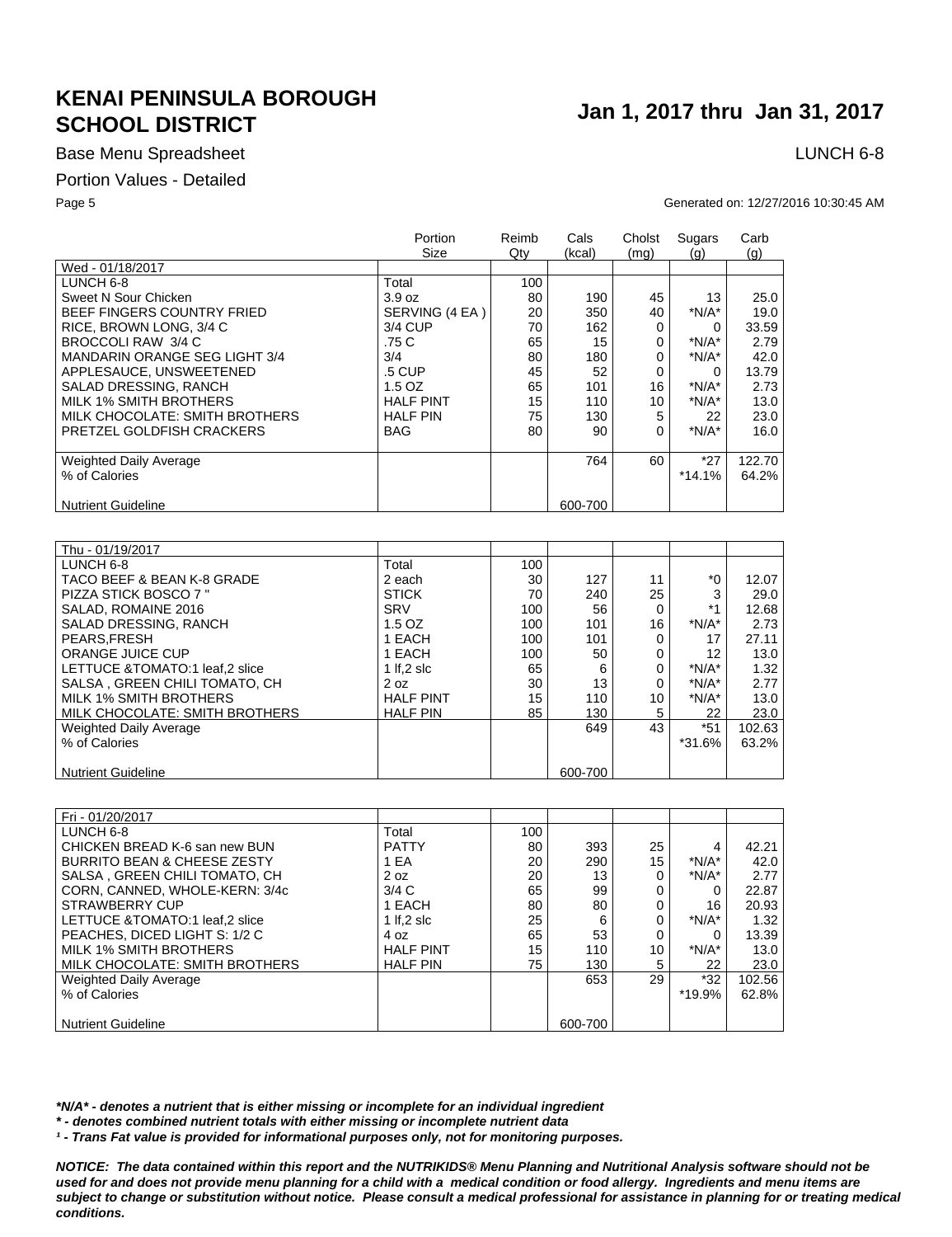# KENAI PENINSULA BOROUGH SCHOOL DISTRICT

## Jan 1, 2017 thru Jan 31, 2017

Base Menu Spreadsheet

LUNCH 6-8

Portion Values - Detailed

Generated on: 12/27/2016 10:30:45 AM

| | Portion Size | Reimb Qty | Cals (kcal) | Cholst (mg) | Sugars (g) | Carb (g) |
|---|---|---|---|---|---|---|
| Wed - 01/18/2017 | | | | | | |
| LUNCH 6-8 | Total | 100 | | | | |
| Sweet N Sour Chicken | 3.9 oz | 80 | 190 | 45 | 13 | 25.0 |
| BEEF FINGERS COUNTRY FRIED | SERVING (4 EA ) | 20 | 350 | 40 | *N/A* | 19.0 |
| RICE, BROWN LONG, 3/4 C | 3/4 CUP | 70 | 162 | 0 | 0 | 33.59 |
| BROCCOLI RAW 3/4 C | .75 C | 65 | 15 | 0 | *N/A* | 2.79 |
| MANDARIN ORANGE SEG LIGHT 3/4 | 3/4 | 80 | 180 | 0 | *N/A* | 42.0 |
| APPLESAUCE, UNSWEETENED | .5 CUP | 45 | 52 | 0 | 0 | 13.79 |
| SALAD DRESSING, RANCH | 1.5 OZ | 65 | 101 | 16 | *N/A* | 2.73 |
| MILK 1% SMITH BROTHERS | HALF PINT | 15 | 110 | 10 | *N/A* | 13.0 |
| MILK CHOCOLATE: SMITH BROTHERS | HALF PIN | 75 | 130 | 5 | 22 | 23.0 |
| PRETZEL GOLDFISH CRACKERS | BAG | 80 | 90 | 0 | *N/A* | 16.0 |
| Weighted Daily Average | | | 764 | 60 | *27 | 122.70 |
| % of Calories | | | | | *14.1% | 64.2% |
| Nutrient Guideline | | | 600-700 | | | |

| | Portion Size | Reimb Qty | Cals (kcal) | Cholst (mg) | Sugars (g) | Carb (g) |
|---|---|---|---|---|---|---|
| Thu - 01/19/2017 | | | | | | |
| LUNCH 6-8 | Total | 100 | | | | |
| TACO BEEF & BEAN K-8 GRADE | 2 each | 30 | 127 | 11 | *0 | 12.07 |
| PIZZA STICK BOSCO 7 " | STICK | 70 | 240 | 25 | 3 | 29.0 |
| SALAD, ROMAINE 2016 | SRV | 100 | 56 | 0 | *1 | 12.68 |
| SALAD DRESSING, RANCH | 1.5 OZ | 100 | 101 | 16 | *N/A* | 2.73 |
| PEARS,FRESH | 1 EACH | 100 | 101 | 0 | 17 | 27.11 |
| ORANGE JUICE CUP | 1 EACH | 100 | 50 | 0 | 12 | 13.0 |
| LETTUCE &TOMATO:1 leaf,2 slice | 1 lf,2 slc | 65 | 6 | 0 | *N/A* | 1.32 |
| SALSA , GREEN CHILI TOMATO, CH | 2 oz | 30 | 13 | 0 | *N/A* | 2.77 |
| MILK 1% SMITH BROTHERS | HALF PINT | 15 | 110 | 10 | *N/A* | 13.0 |
| MILK CHOCOLATE: SMITH BROTHERS | HALF PIN | 85 | 130 | 5 | 22 | 23.0 |
| Weighted Daily Average | | | 649 | 43 | *51 | 102.63 |
| % of Calories | | | | | *31.6% | 63.2% |
| Nutrient Guideline | | | 600-700 | | | |

| | Portion Size | Reimb Qty | Cals (kcal) | Cholst (mg) | Sugars (g) | Carb (g) |
|---|---|---|---|---|---|---|
| Fri - 01/20/2017 | | | | | | |
| LUNCH 6-8 | Total | 100 | | | | |
| CHICKEN BREAD K-6 san new BUN | PATTY | 80 | 393 | 25 | 4 | 42.21 |
| BURRITO BEAN & CHEESE ZESTY | 1 EA | 20 | 290 | 15 | *N/A* | 42.0 |
| SALSA , GREEN CHILI TOMATO, CH | 2 oz | 20 | 13 | 0 | *N/A* | 2.77 |
| CORN, CANNED, WHOLE-KERN: 3/4c | 3/4 C | 65 | 99 | 0 | 0 | 22.87 |
| STRAWBERRY CUP | 1 EACH | 80 | 80 | 0 | 16 | 20.93 |
| LETTUCE &TOMATO:1 leaf,2 slice | 1 lf,2 slc | 25 | 6 | 0 | *N/A* | 1.32 |
| PEACHES, DICED LIGHT S: 1/2 C | 4 oz | 65 | 53 | 0 | 0 | 13.39 |
| MILK 1% SMITH BROTHERS | HALF PINT | 15 | 110 | 10 | *N/A* | 13.0 |
| MILK CHOCOLATE: SMITH BROTHERS | HALF PIN | 75 | 130 | 5 | 22 | 23.0 |
| Weighted Daily Average | | | 653 | 29 | *32 | 102.56 |
| % of Calories | | | | | *19.9% | 62.8% |
| Nutrient Guideline | | | 600-700 | | | |

***N/A* - denotes a nutrient that is either missing or incomplete for an individual ingredient***

***\* - denotes combined nutrient totals with either missing or incomplete nutrient data***

***¹ - Trans Fat value is provided for informational purposes only, not for monitoring purposes.***

***NOTICE: The data contained within this report and the NUTRIKIDS® Menu Planning and Nutritional Analysis software should not be used for and does not provide menu planning for a child with a medical condition or food allergy. Ingredients and menu items are subject to change or substitution without notice. Please consult a medical professional for assistance in planning for or treating medical conditions.***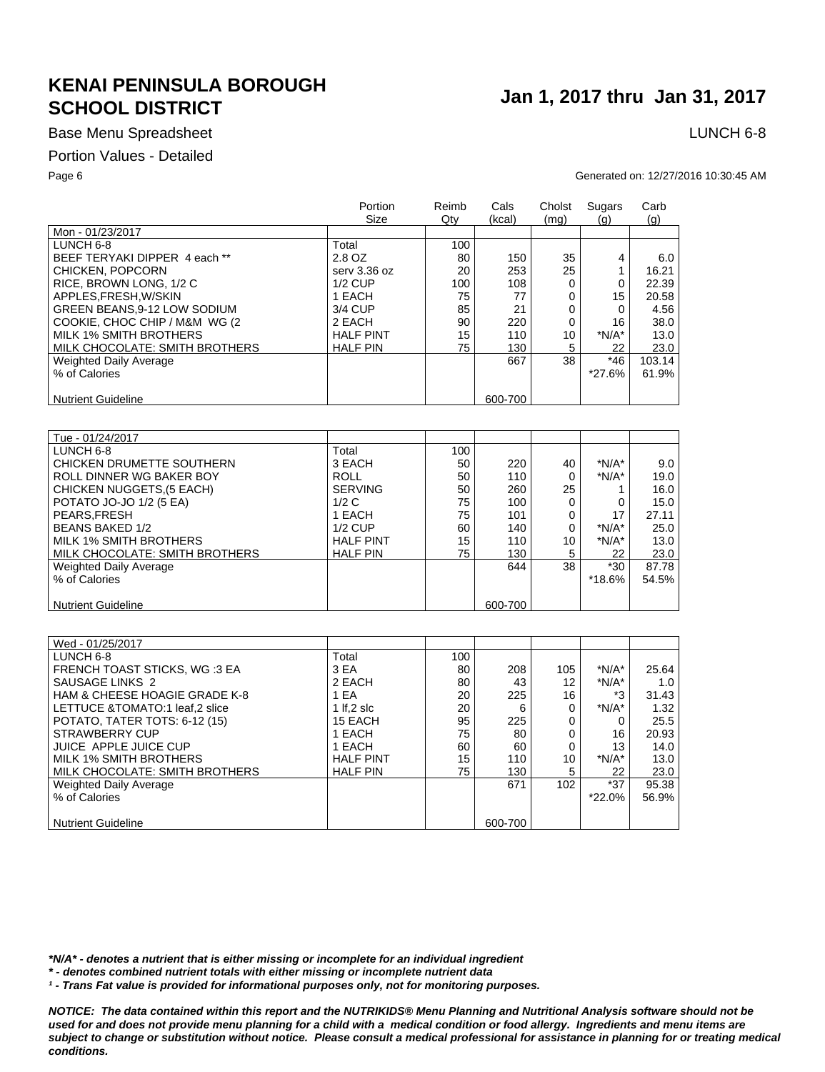# KENAI PENINSULA BOROUGH SCHOOL DISTRICT

## Jan 1, 2017 thru Jan 31, 2017

Base Menu Spreadsheet

LUNCH 6-8

Portion Values - Detailed

Generated on: 12/27/2016 10:30:45 AM

| | Portion Size | Reimb Qty | Cals (kcal) | Cholst (mg) | Sugars (g) | Carb (g) |
|---|---|---|---|---|---|---|
| Mon - 01/23/2017 | | | | | | |
| LUNCH 6-8 | Total | 100 | | | | |
| BEEF TERYAKI DIPPER 4 each ** | 2.8 OZ | 80 | 150 | 35 | 4 | 6.0 |
| CHICKEN, POPCORN | serv 3.36 oz | 20 | 253 | 25 | 1 | 16.21 |
| RICE, BROWN LONG, 1/2 C | 1/2 CUP | 100 | 108 | 0 | 0 | 22.39 |
| APPLES,FRESH,W/SKIN | 1 EACH | 75 | 77 | 0 | 15 | 20.58 |
| GREEN BEANS,9-12 LOW SODIUM | 3/4 CUP | 85 | 21 | 0 | 0 | 4.56 |
| COOKIE, CHOC CHIP / M&M WG (2 | 2 EACH | 90 | 220 | 0 | 16 | 38.0 |
| MILK 1% SMITH BROTHERS | HALF PINT | 15 | 110 | 10 | *N/A* | 13.0 |
| MILK CHOCOLATE: SMITH BROTHERS | HALF PIN | 75 | 130 | 5 | 22 | 23.0 |
| Weighted Daily Average | | | 667 | 38 | *46 | 103.14 |
| % of Calories | | | | | *27.6% | 61.9% |
| Nutrient Guideline | | | 600-700 | | | |

| | Portion Size | Reimb Qty | Cals (kcal) | Cholst (mg) | Sugars (g) | Carb (g) |
|---|---|---|---|---|---|---|
| Tue - 01/24/2017 | | | | | | |
| LUNCH 6-8 | Total | 100 | | | | |
| CHICKEN DRUMETTE SOUTHERN | 3 EACH | 50 | 220 | 40 | *N/A* | 9.0 |
| ROLL DINNER WG BAKER BOY | ROLL | 50 | 110 | 0 | *N/A* | 19.0 |
| CHICKEN NUGGETS,(5 EACH) | SERVING | 50 | 260 | 25 | 1 | 16.0 |
| POTATO JO-JO 1/2 (5 EA) | 1/2 C | 75 | 100 | 0 | 0 | 15.0 |
| PEARS,FRESH | 1 EACH | 75 | 101 | 0 | 17 | 27.11 |
| BEANS BAKED 1/2 | 1/2 CUP | 60 | 140 | 0 | *N/A* | 25.0 |
| MILK 1% SMITH BROTHERS | HALF PINT | 15 | 110 | 10 | *N/A* | 13.0 |
| MILK CHOCOLATE: SMITH BROTHERS | HALF PIN | 75 | 130 | 5 | 22 | 23.0 |
| Weighted Daily Average | | | 644 | 38 | *30 | 87.78 |
| % of Calories | | | | | *18.6% | 54.5% |
| Nutrient Guideline | | | 600-700 | | | |

| | Portion Size | Reimb Qty | Cals (kcal) | Cholst (mg) | Sugars (g) | Carb (g) |
|---|---|---|---|---|---|---|
| Wed - 01/25/2017 | | | | | | |
| LUNCH 6-8 | Total | 100 | | | | |
| FRENCH TOAST STICKS, WG :3 EA | 3 EA | 80 | 208 | 105 | *N/A* | 25.64 |
| SAUSAGE LINKS 2 | 2 EACH | 80 | 43 | 12 | *N/A* | 1.0 |
| HAM & CHEESE HOAGIE GRADE K-8 | 1 EA | 20 | 225 | 16 | *3 | 31.43 |
| LETTUCE &TOMATO:1 leaf,2 slice | 1 lf,2 slc | 20 | 6 | 0 | *N/A* | 1.32 |
| POTATO, TATER TOTS: 6-12 (15) | 15 EACH | 95 | 225 | 0 | 0 | 25.5 |
| STRAWBERRY CUP | 1 EACH | 75 | 80 | 0 | 16 | 20.93 |
| JUICE APPLE JUICE CUP | 1 EACH | 60 | 60 | 0 | 13 | 14.0 |
| MILK 1% SMITH BROTHERS | HALF PINT | 15 | 110 | 10 | *N/A* | 13.0 |
| MILK CHOCOLATE: SMITH BROTHERS | HALF PIN | 75 | 130 | 5 | 22 | 23.0 |
| Weighted Daily Average | | | 671 | 102 | *37 | 95.38 |
| % of Calories | | | | | *22.0% | 56.9% |
| Nutrient Guideline | | | 600-700 | | | |

***N/A* - denotes a nutrient that is either missing or incomplete for an individual ingredient***

***\* - denotes combined nutrient totals with either missing or incomplete nutrient data***

***¹ - Trans Fat value is provided for informational purposes only, not for monitoring purposes.***

***NOTICE: The data contained within this report and the NUTRIKIDS® Menu Planning and Nutritional Analysis software should not be used for and does not provide menu planning for a child with a medical condition or food allergy. Ingredients and menu items are subject to change or substitution without notice. Please consult a medical professional for assistance in planning for or treating medical conditions.***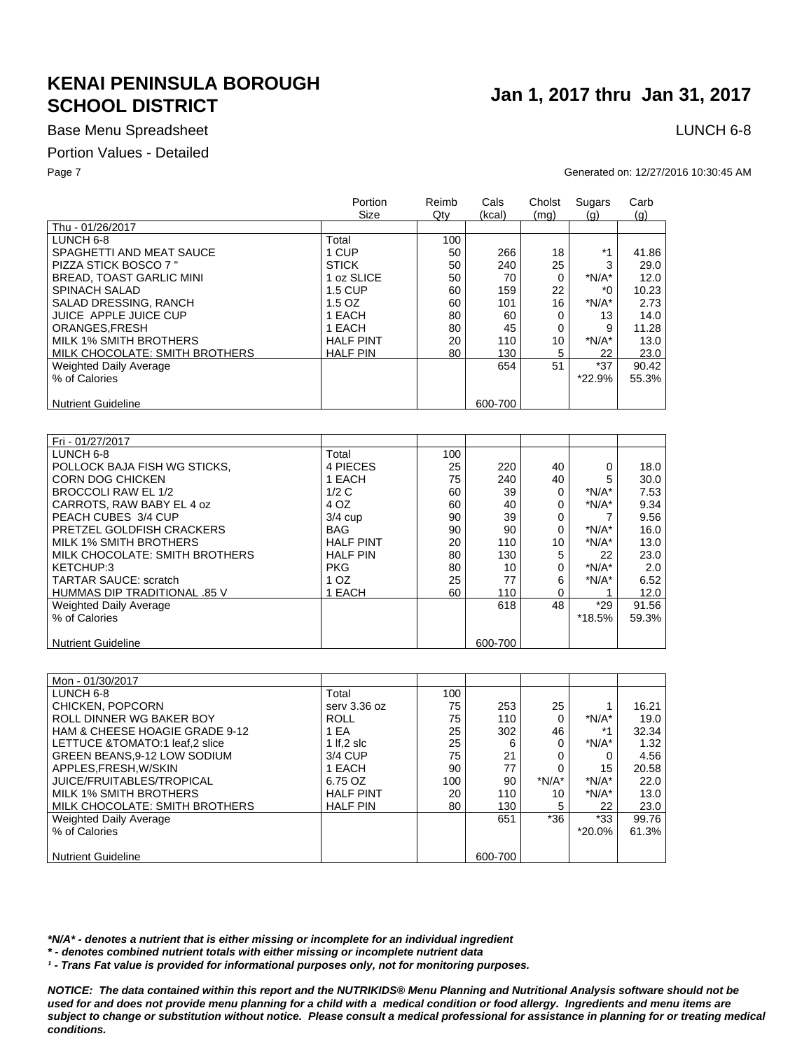# KENAI PENINSULA BOROUGH SCHOOL DISTRICT

**Jan 1, 2017 thru Jan 31, 2017**

Base Menu Spreadsheet

LUNCH 6-8

Portion Values - Detailed

Generated on: 12/27/2016 10:30:45 AM

| | Portion Size | Reimb Qty | Cals (kcal) | Cholst (mg) | Sugars (g) | Carb (g) |
|---|---|---|---|---|---|---|
| Thu - 01/26/2017 | | | | | | |
| LUNCH 6-8 | Total | 100 | | | | |
| SPAGHETTI AND MEAT SAUCE | 1 CUP | 50 | 266 | 18 | *1 | 41.86 |
| PIZZA STICK BOSCO 7 " | STICK | 50 | 240 | 25 | 3 | 29.0 |
| BREAD, TOAST GARLIC MINI | 1 oz SLICE | 50 | 70 | 0 | *N/A* | 12.0 |
| SPINACH SALAD | 1.5 CUP | 60 | 159 | 22 | *0 | 10.23 |
| SALAD DRESSING, RANCH | 1.5 OZ | 60 | 101 | 16 | *N/A* | 2.73 |
| JUICE APPLE JUICE CUP | 1 EACH | 80 | 60 | 0 | 13 | 14.0 |
| ORANGES,FRESH | 1 EACH | 80 | 45 | 0 | 9 | 11.28 |
| MILK 1% SMITH BROTHERS | HALF PINT | 20 | 110 | 10 | *N/A* | 13.0 |
| MILK CHOCOLATE: SMITH BROTHERS | HALF PIN | 80 | 130 | 5 | 22 | 23.0 |
| Weighted Daily Average | | | 654 | 51 | *37 | 90.42 |
| % of Calories | | | | | *22.9% | 55.3% |
| Nutrient Guideline | | | 600-700 | | | |

| | Portion Size | Reimb Qty | Cals (kcal) | Cholst (mg) | Sugars (g) | Carb (g) |
|---|---|---|---|---|---|---|
| Fri - 01/27/2017 | | | | | | |
| LUNCH 6-8 | Total | 100 | | | | |
| POLLOCK BAJA FISH WG STICKS, | 4 PIECES | 25 | 220 | 40 | 0 | 18.0 |
| CORN DOG CHICKEN | 1 EACH | 75 | 240 | 40 | 5 | 30.0 |
| BROCCOLI RAW EL 1/2 | 1/2 C | 60 | 39 | 0 | *N/A* | 7.53 |
| CARROTS, RAW BABY EL 4 oz | 4 OZ | 60 | 40 | 0 | *N/A* | 9.34 |
| PEACH CUBES 3/4 CUP | 3/4 cup | 90 | 39 | 0 | 7 | 9.56 |
| PRETZEL GOLDFISH CRACKERS | BAG | 90 | 90 | 0 | *N/A* | 16.0 |
| MILK 1% SMITH BROTHERS | HALF PINT | 20 | 110 | 10 | *N/A* | 13.0 |
| MILK CHOCOLATE: SMITH BROTHERS | HALF PIN | 80 | 130 | 5 | 22 | 23.0 |
| KETCHUP:3 | PKG | 80 | 10 | 0 | *N/A* | 2.0 |
| TARTAR SAUCE: scratch | 1 OZ | 25 | 77 | 6 | *N/A* | 6.52 |
| HUMMAS DIP TRADITIONAL .85 V | 1 EACH | 60 | 110 | 0 | 1 | 12.0 |
| Weighted Daily Average | | | 618 | 48 | *29 | 91.56 |
| % of Calories | | | | | *18.5% | 59.3% |
| Nutrient Guideline | | | 600-700 | | | |

| | Portion Size | Reimb Qty | Cals (kcal) | Cholst (mg) | Sugars (g) | Carb (g) |
|---|---|---|---|---|---|---|
| Mon - 01/30/2017 | | | | | | |
| LUNCH 6-8 | Total | 100 | | | | |
| CHICKEN, POPCORN | serv 3.36 oz | 75 | 253 | 25 | 1 | 16.21 |
| ROLL DINNER WG BAKER BOY | ROLL | 75 | 110 | 0 | *N/A* | 19.0 |
| HAM & CHEESE HOAGIE GRADE 9-12 | 1 EA | 25 | 302 | 46 | *1 | 32.34 |
| LETTUCE &TOMATO:1 leaf,2 slice | 1 lf,2 slc | 25 | 6 | 0 | *N/A* | 1.32 |
| GREEN BEANS,9-12 LOW SODIUM | 3/4 CUP | 75 | 21 | 0 | 0 | 4.56 |
| APPLES,FRESH,W/SKIN | 1 EACH | 90 | 77 | 0 | 15 | 20.58 |
| JUICE/FRUITABLES/TROPICAL | 6.75 OZ | 100 | 90 | *N/A* | *N/A* | 22.0 |
| MILK 1% SMITH BROTHERS | HALF PINT | 20 | 110 | 10 | *N/A* | 13.0 |
| MILK CHOCOLATE: SMITH BROTHERS | HALF PIN | 80 | 130 | 5 | 22 | 23.0 |
| Weighted Daily Average | | | 651 | *36 | *33 | 99.76 |
| % of Calories | | | | | *20.0% | 61.3% |
| Nutrient Guideline | | | 600-700 | | | |

***N/A* - denotes a nutrient that is either missing or incomplete for an individual ingredient***

***\* - denotes combined nutrient totals with either missing or incomplete nutrient data***

***¹ - Trans Fat value is provided for informational purposes only, not for monitoring purposes.***

***NOTICE: The data contained within this report and the NUTRIKIDS® Menu Planning and Nutritional Analysis software should not be used for and does not provide menu planning for a child with a medical condition or food allergy. Ingredients and menu items are subject to change or substitution without notice. Please consult a medical professional for assistance in planning for or treating medical conditions.***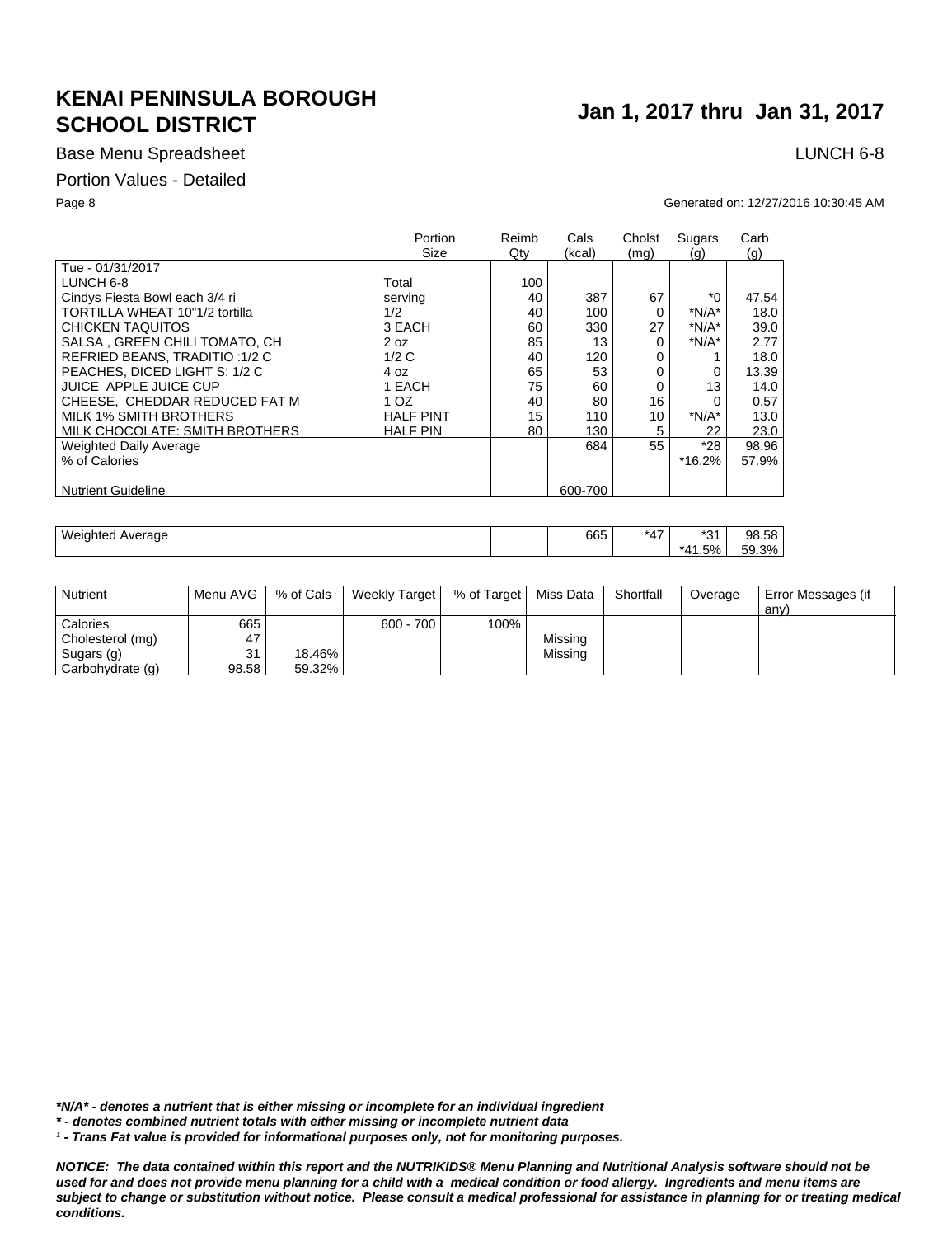# KENAI PENINSULA BOROUGH SCHOOL DISTRICT

## Jan 1, 2017 thru Jan 31, 2017

Base Menu Spreadsheet

LUNCH 6-8

Portion Values - Detailed

Generated on: 12/27/2016 10:30:45 AM

| | Portion Size | Reimb Qty | Cals (kcal) | Cholst (mg) | Sugars (g) | Carb (g) |
|---|---|---|---|---|---|---|
| Tue - 01/31/2017 | | | | | | |
| LUNCH 6-8 | Total | 100 | | | | |
| Cindys Fiesta Bowl each 3/4 ri | serving | 40 | 387 | 67 | *0 | 47.54 |
| TORTILLA WHEAT 10"1/2 tortilla | 1/2 | 40 | 100 | 0 | *N/A* | 18.0 |
| CHICKEN TAQUITOS | 3 EACH | 60 | 330 | 27 | *N/A* | 39.0 |
| SALSA , GREEN CHILI TOMATO, CH | 2 oz | 85 | 13 | 0 | *N/A* | 2.77 |
| REFRIED BEANS, TRADITIO :1/2 C | 1/2 C | 40 | 120 | 0 | 1 | 18.0 |
| PEACHES, DICED LIGHT S: 1/2 C | 4 oz | 65 | 53 | 0 | 0 | 13.39 |
| JUICE APPLE JUICE CUP | 1 EACH | 75 | 60 | 0 | 13 | 14.0 |
| CHEESE, CHEDDAR REDUCED FAT M | 1 OZ | 40 | 80 | 16 | 0 | 0.57 |
| MILK 1% SMITH BROTHERS | HALF PINT | 15 | 110 | 10 | *N/A* | 13.0 |
| MILK CHOCOLATE: SMITH BROTHERS | HALF PIN | 80 | 130 | 5 | 22 | 23.0 |
| Weighted Daily Average | | | 684 | 55 | *28 | 98.96 |
| % of Calories | | | | | *16.2% | 57.9% |
| Nutrient Guideline | | | 600-700 | | | |

| | | | | | | |
|---|---|---|---|---|---|---|
| Weighted Average | | | 665 | *47 | *31<br>*41.5% | 98.58<br>59.3% |

| Nutrient | Menu AVG | % of Cals | Weekly Target | % of Target | Miss Data | Shortfall | Overage | Error Messages (if any) |
|---|---|---|---|---|---|---|---|---|
| Calories | 665 | | 600 - 700 | 100% | | | | |
| Cholesterol (mg) | 47 | | | | Missing | | | |
| Sugars (g) | 31 | 18.46% | | | Missing | | | |
| Carbohydrate (g) | 98.58 | 59.32% | | | | | | |

***N/A* - denotes a nutrient that is either missing or incomplete for an individual ingredient**

**\* - denotes combined nutrient totals with either missing or incomplete nutrient data**

**¹ - Trans Fat value is provided for informational purposes only, not for monitoring purposes.**

***NOTICE: The data contained within this report and the NUTRIKIDS® Menu Planning and Nutritional Analysis software should not be used for and does not provide menu planning for a child with a medical condition or food allergy. Ingredients and menu items are subject to change or substitution without notice. Please consult a medical professional for assistance in planning for or treating medical conditions.***